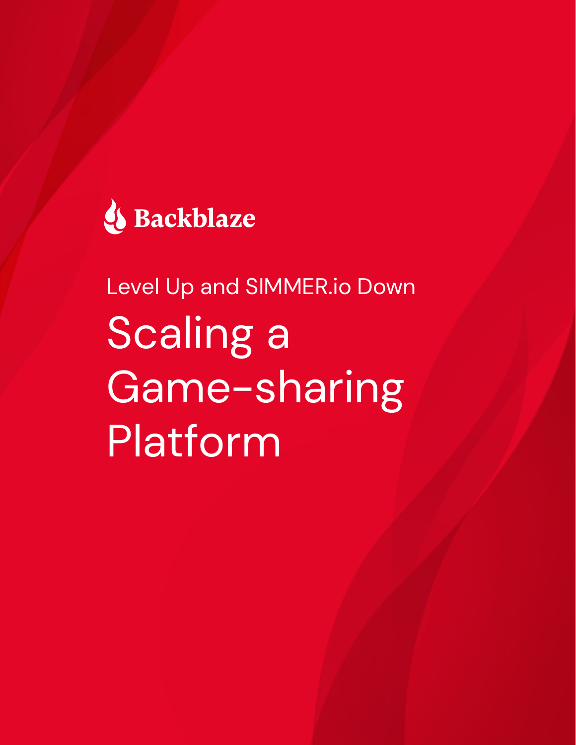Backblaze

Level Up and SIMMER.io Down

# Scaling a Game-sharing Platform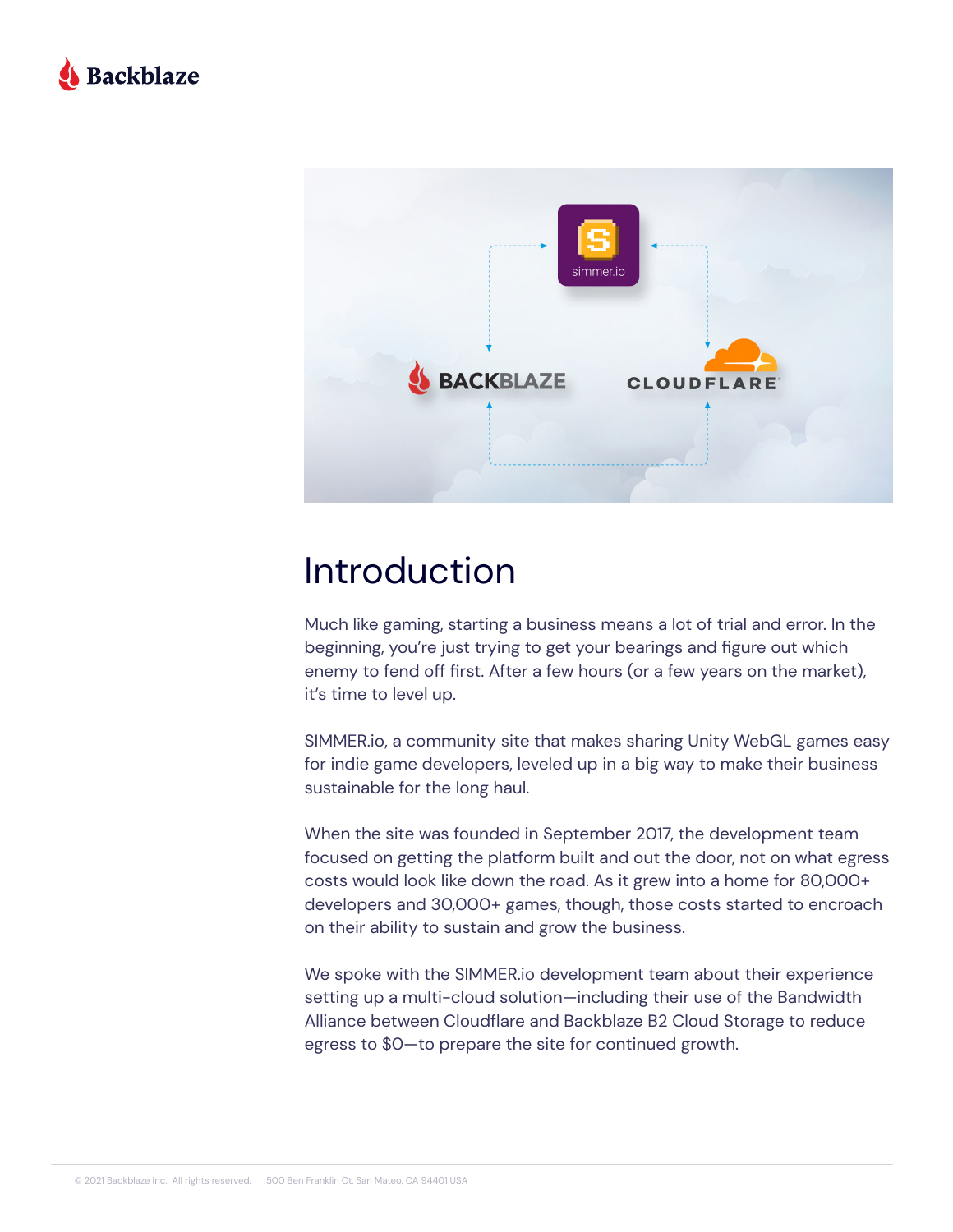# Introduction

Much like gaming, starting a business means a lot of trial and error. In the beginning, you're just trying to get your bearings and figure out which enemy to fend off first. After a few hours (or a few years on the market), it's time to level up.

SIMMER.io, a community site that makes sharing Unity WebGL games easy for indie game developers, leveled up in a big way to make their business sustainable for the long haul.

When the site was founded in September 2017, the development team focused on getting the platform built and out the door, not on what egress costs would look like down the road. As it grew into a home for 80,000+ developers and 30,000+ games, though, those costs started to encroach on their ability to sustain and grow the business.

We spoke with the SIMMER.io development team about their experience setting up a multi-cloud solution—including their use of the Bandwidth Alliance between Cloudflare and Backblaze B2 Cloud Storage to reduce egress to $0—to prepare the site for continued growth.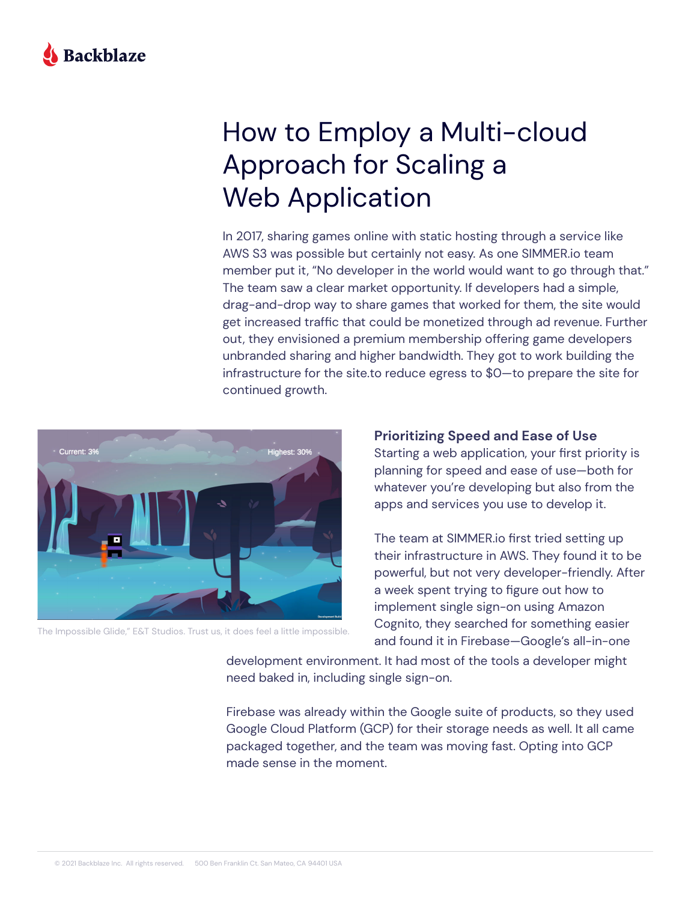# How to Employ a Multi-cloud Approach for Scaling a Web Application

In 2017, sharing games online with static hosting through a service like AWS S3 was possible but certainly not easy. As one SIMMER.io team member put it, "No developer in the world would want to go through that." The team saw a clear market opportunity. If developers had a simple, drag-and-drop way to share games that worked for them, the site would get increased traffic that could be monetized through ad revenue. Further out, they envisioned a premium membership offering game developers unbranded sharing and higher bandwidth. They got to work building the infrastructure for the site.to reduce egress to $0—to prepare the site for continued growth.

The Impossible Glide," E&T Studios. Trust us, it does feel a little impossible.

### Prioritizing Speed and Ease of Use

Starting a web application, your first priority is planning for speed and ease of use—both for whatever you're developing but also from the apps and services you use to develop it.

The team at SIMMER.io first tried setting up their infrastructure in AWS. They found it to be powerful, but not very developer-friendly. After a week spent trying to figure out how to implement single sign-on using Amazon Cognito, they searched for something easier and found it in Firebase—Google's all-in-one development environment. It had most of the tools a developer might need baked in, including single sign-on.

Firebase was already within the Google suite of products, so they used Google Cloud Platform (GCP) for their storage needs as well. It all came packaged together, and the team was moving fast. Opting into GCP made sense in the moment.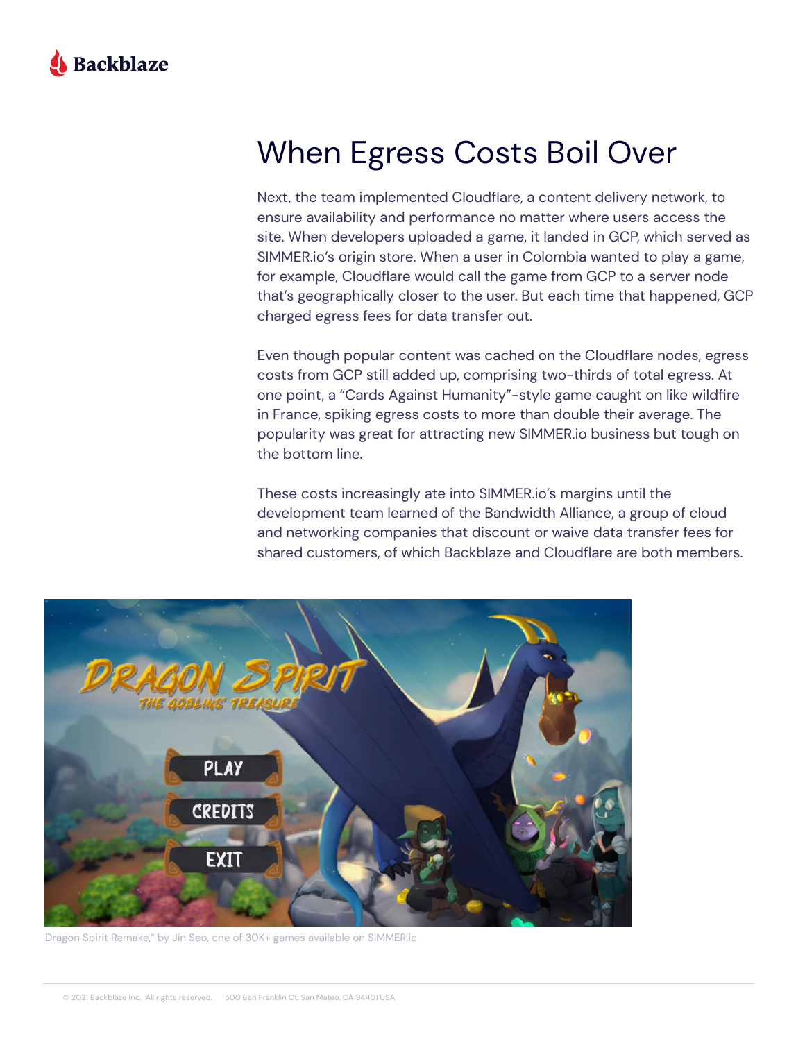# When Egress Costs Boil Over

Next, the team implemented Cloudflare, a content delivery network, to ensure availability and performance no matter where users access the site. When developers uploaded a game, it landed in GCP, which served as SIMMER.io's origin store. When a user in Colombia wanted to play a game, for example, Cloudflare would call the game from GCP to a server node that's geographically closer to the user. But each time that happened, GCP charged egress fees for data transfer out.

Even though popular content was cached on the Cloudflare nodes, egress costs from GCP still added up, comprising two-thirds of total egress. At one point, a "Cards Against Humanity"-style game caught on like wildfire in France, spiking egress costs to more than double their average. The popularity was great for attracting new SIMMER.io business but tough on the bottom line.

These costs increasingly ate into SIMMER.io's margins until the development team learned of the Bandwidth Alliance, a group of cloud and networking companies that discount or waive data transfer fees for shared customers, of which Backblaze and Cloudflare are both members.

Dragon Spirit Remake," by Jin Seo, one of 30K+ games available on SIMMER.io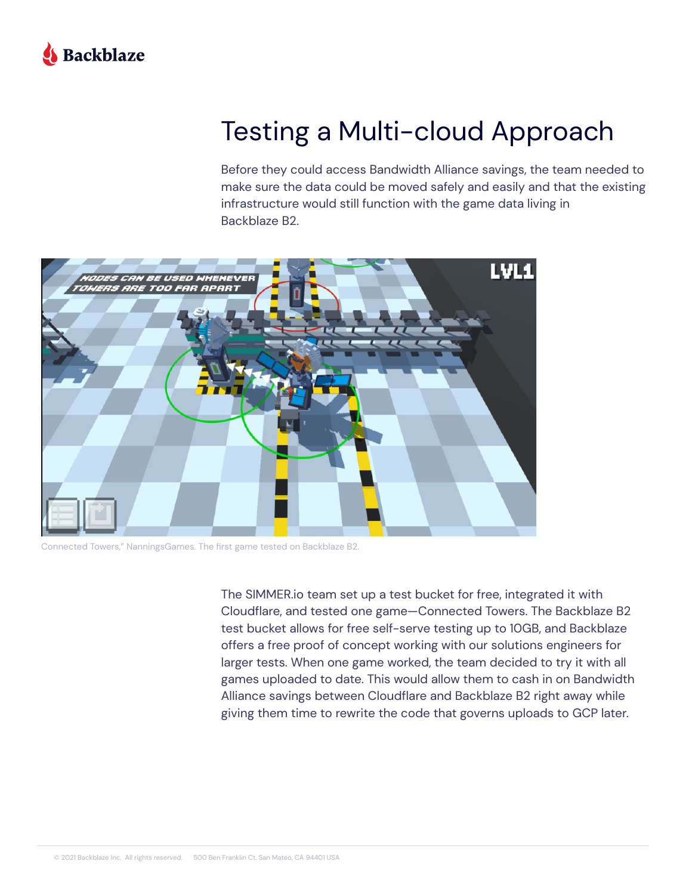# Testing a Multi-cloud Approach

Before they could access Bandwidth Alliance savings, the team needed to make sure the data could be moved safely and easily and that the existing infrastructure would still function with the game data living in Backblaze B2.

Connected Towers," NanningsGames. The first game tested on Backblaze B2.

The SIMMER.io team set up a test bucket for free, integrated it with Cloudflare, and tested one game—Connected Towers. The Backblaze B2 test bucket allows for free self-serve testing up to 10GB, and Backblaze offers a free proof of concept working with our solutions engineers for larger tests. When one game worked, the team decided to try it with all games uploaded to date. This would allow them to cash in on Bandwidth Alliance savings between Cloudflare and Backblaze B2 right away while giving them time to rewrite the code that governs uploads to GCP later.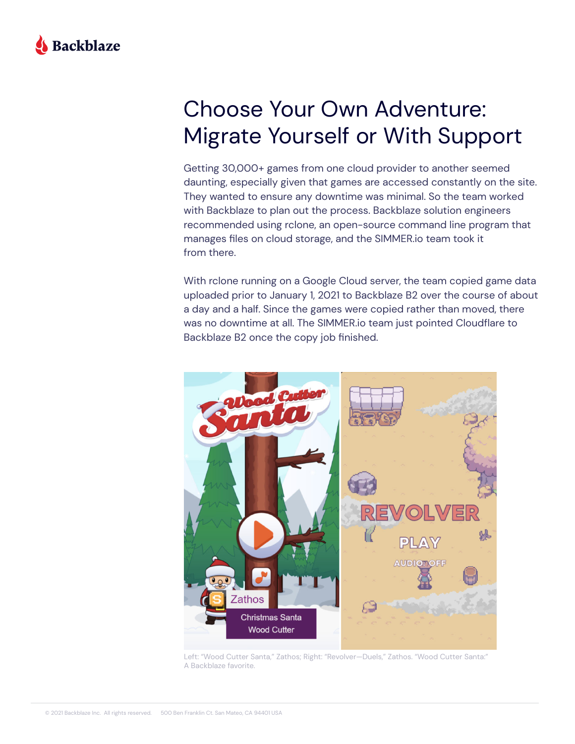# Choose Your Own Adventure: Migrate Yourself or With Support

Getting 30,000+ games from one cloud provider to another seemed daunting, especially given that games are accessed constantly on the site. They wanted to ensure any downtime was minimal. So the team worked with Backblaze to plan out the process. Backblaze solution engineers recommended using rclone, an open-source command line program that manages files on cloud storage, and the SIMMER.io team took it from there.

With rclone running on a Google Cloud server, the team copied game data uploaded prior to January 1, 2021 to Backblaze B2 over the course of about a day and a half. Since the games were copied rather than moved, there was no downtime at all. The SIMMER.io team just pointed Cloudflare to Backblaze B2 once the copy job finished.

Left: "Wood Cutter Santa," Zathos; Right: "Revolver—Duels," Zathos. "Wood Cutter Santa:" A Backblaze favorite.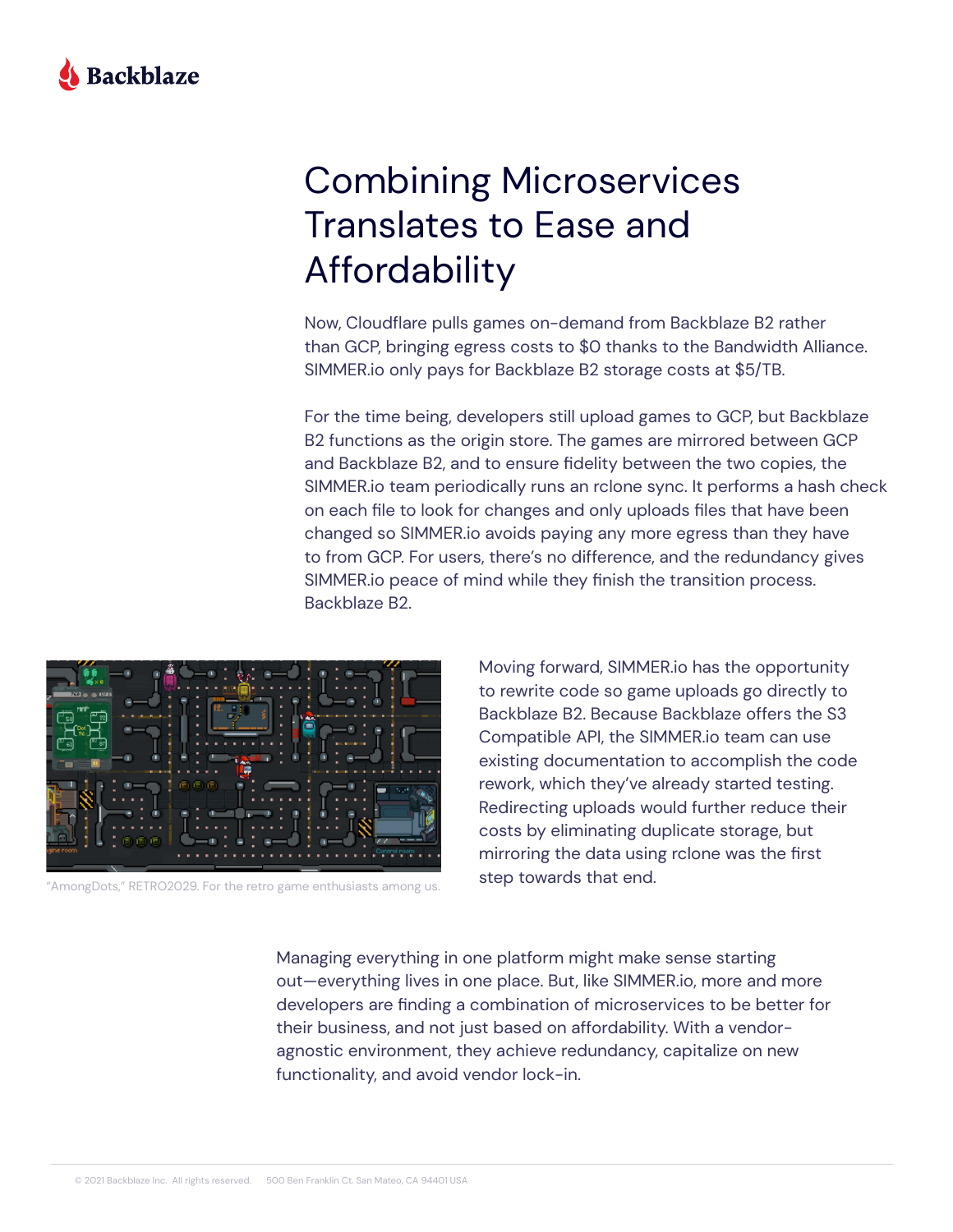# Combining Microservices Translates to Ease and Affordability

Now, Cloudflare pulls games on-demand from Backblaze B2 rather than GCP, bringing egress costs to $0 thanks to the Bandwidth Alliance. SIMMER.io only pays for Backblaze B2 storage costs at $5/TB.

For the time being, developers still upload games to GCP, but Backblaze B2 functions as the origin store. The games are mirrored between GCP and Backblaze B2, and to ensure fidelity between the two copies, the SIMMER.io team periodically runs an rclone sync. It performs a hash check on each file to look for changes and only uploads files that have been changed so SIMMER.io avoids paying any more egress than they have to from GCP. For users, there's no difference, and the redundancy gives SIMMER.io peace of mind while they finish the transition process. Backblaze B2.

"AmongDots," RETRO2029. For the retro game enthusiasts among us.

Moving forward, SIMMER.io has the opportunity to rewrite code so game uploads go directly to Backblaze B2. Because Backblaze offers the S3 Compatible API, the SIMMER.io team can use existing documentation to accomplish the code rework, which they've already started testing. Redirecting uploads would further reduce their costs by eliminating duplicate storage, but mirroring the data using rclone was the first step towards that end.

Managing everything in one platform might make sense starting out—everything lives in one place. But, like SIMMER.io, more and more developers are finding a combination of microservices to be better for their business, and not just based on affordability. With a vendor-agnostic environment, they achieve redundancy, capitalize on new functionality, and avoid vendor lock-in.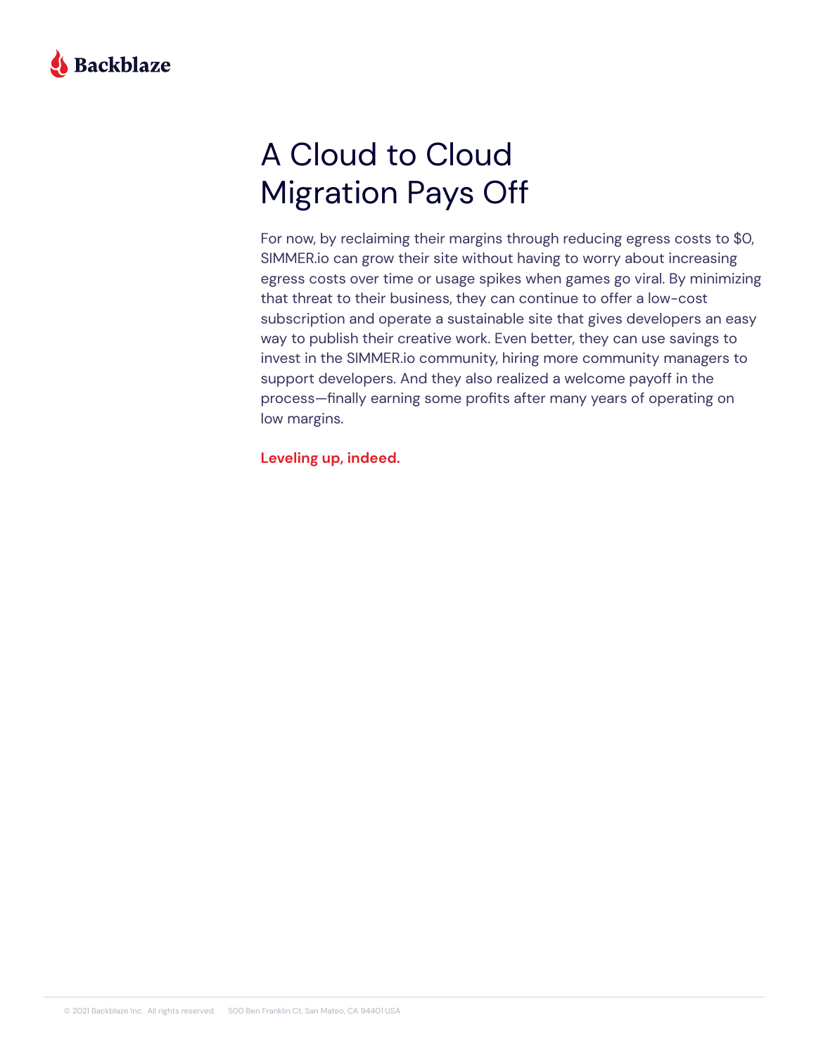# A Cloud to Cloud Migration Pays Off

For now, by reclaiming their margins through reducing egress costs to $0, SIMMER.io can grow their site without having to worry about increasing egress costs over time or usage spikes when games go viral. By minimizing that threat to their business, they can continue to offer a low-cost subscription and operate a sustainable site that gives developers an easy way to publish their creative work. Even better, they can use savings to invest in the SIMMER.io community, hiring more community managers to support developers. And they also realized a welcome payoff in the process—finally earning some profits after many years of operating on low margins.

**Leveling up, indeed.**